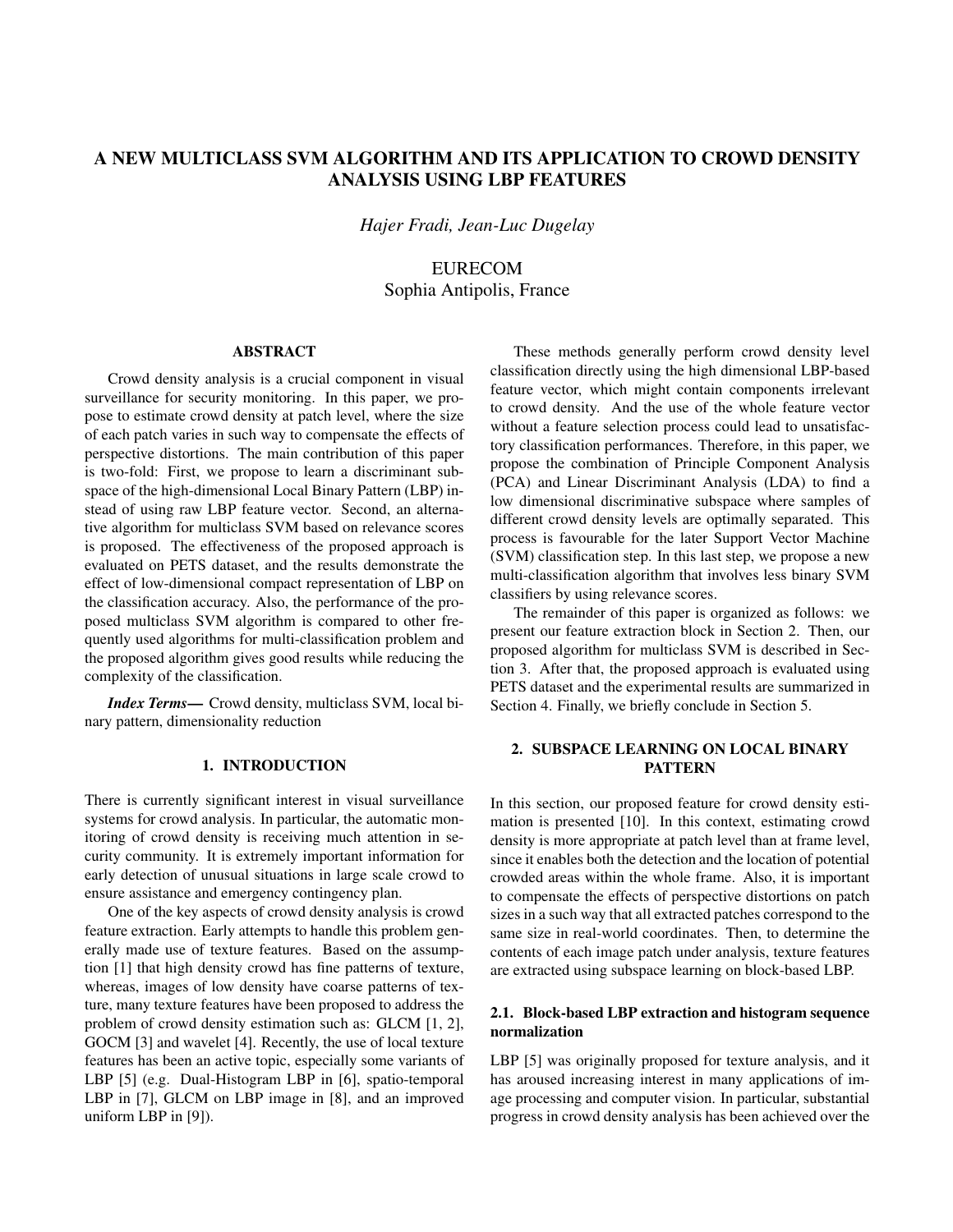# A NEW MULTICLASS SVM ALGORITHM AND ITS APPLICATION TO CROWD DENSITY ANALYSIS USING LBP FEATURES

*Hajer Fradi, Jean-Luc Dugelay*

EURECOM
Sophia Antipolis, France

## ABSTRACT

Crowd density analysis is a crucial component in visual surveillance for security monitoring. In this paper, we propose to estimate crowd density at patch level, where the size of each patch varies in such way to compensate the effects of perspective distortions. The main contribution of this paper is two-fold: First, we propose to learn a discriminant subspace of the high-dimensional Local Binary Pattern (LBP) instead of using raw LBP feature vector. Second, an alternative algorithm for multiclass SVM based on relevance scores is proposed. The effectiveness of the proposed approach is evaluated on PETS dataset, and the results demonstrate the effect of low-dimensional compact representation of LBP on the classification accuracy. Also, the performance of the proposed multiclass SVM algorithm is compared to other frequently used algorithms for multi-classification problem and the proposed algorithm gives good results while reducing the complexity of the classification.

***Index Terms***— Crowd density, multiclass SVM, local binary pattern, dimensionality reduction

## 1. INTRODUCTION

There is currently significant interest in visual surveillance systems for crowd analysis. In particular, the automatic monitoring of crowd density is receiving much attention in security community. It is extremely important information for early detection of unusual situations in large scale crowd to ensure assistance and emergency contingency plan.

One of the key aspects of crowd density analysis is crowd feature extraction. Early attempts to handle this problem generally made use of texture features. Based on the assumption [1] that high density crowd has fine patterns of texture, whereas, images of low density have coarse patterns of texture, many texture features have been proposed to address the problem of crowd density estimation such as: GLCM [1, 2], GOCM [3] and wavelet [4]. Recently, the use of local texture features has been an active topic, especially some variants of LBP [5] (e.g. Dual-Histogram LBP in [6], spatio-temporal LBP in [7], GLCM on LBP image in [8], and an improved uniform LBP in [9]).

These methods generally perform crowd density level classification directly using the high dimensional LBP-based feature vector, which might contain components irrelevant to crowd density. And the use of the whole feature vector without a feature selection process could lead to unsatisfactory classification performances. Therefore, in this paper, we propose the combination of Principle Component Analysis (PCA) and Linear Discriminant Analysis (LDA) to find a low dimensional discriminative subspace where samples of different crowd density levels are optimally separated. This process is favourable for the later Support Vector Machine (SVM) classification step. In this last step, we propose a new multi-classification algorithm that involves less binary SVM classifiers by using relevance scores.

The remainder of this paper is organized as follows: we present our feature extraction block in Section 2. Then, our proposed algorithm for multiclass SVM is described in Section 3. After that, the proposed approach is evaluated using PETS dataset and the experimental results are summarized in Section 4. Finally, we briefly conclude in Section 5.

## 2. SUBSPACE LEARNING ON LOCAL BINARY PATTERN

In this section, our proposed feature for crowd density estimation is presented [10]. In this context, estimating crowd density is more appropriate at patch level than at frame level, since it enables both the detection and the location of potential crowded areas within the whole frame. Also, it is important to compensate the effects of perspective distortions on patch sizes in a such way that all extracted patches correspond to the same size in real-world coordinates. Then, to determine the contents of each image patch under analysis, texture features are extracted using subspace learning on block-based LBP.

### 2.1. Block-based LBP extraction and histogram sequence normalization

LBP [5] was originally proposed for texture analysis, and it has aroused increasing interest in many applications of image processing and computer vision. In particular, substantial progress in crowd density analysis has been achieved over the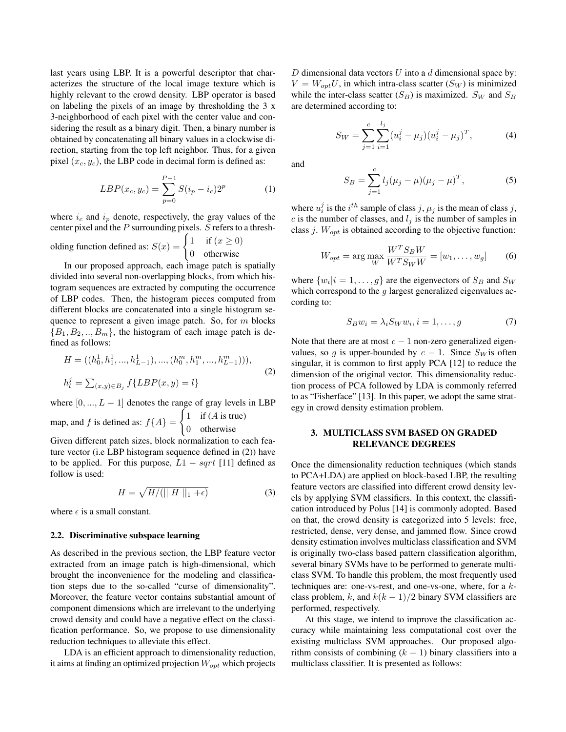last years using LBP. It is a powerful descriptor that characterizes the structure of the local image texture which is highly relevant to the crowd density. LBP operator is based on labeling the pixels of an image by thresholding the 3 x 3-neighborhood of each pixel with the center value and considering the result as a binary digit. Then, a binary number is obtained by concatenating all binary values in a clockwise direction, starting from the top left neighbor. Thus, for a given pixel $(x_c, y_c)$, the LBP code in decimal form is defined as:

$$LBP(x_c, y_c) = \sum_{p=0}^{P-1} S(i_p - i_c)2^p \tag{1}$$

where $i_c$ and $i_p$ denote, respectively, the gray values of the center pixel and the $P$ surrounding pixels. $S$ refers to a thresholding function defined as: $S(x) = \begin{cases} 1 & \text{if } (x \geq 0) \\ 0 & \text{otherwise} \end{cases}$

In our proposed approach, each image patch is spatially divided into several non-overlapping blocks, from which histogram sequences are extracted by computing the occurrence of LBP codes. Then, the histogram pieces computed from different blocks are concatenated into a single histogram sequence to represent a given image patch. So, for $m$ blocks $\{B_1, B_2, .., B_m\}$, the histogram of each image patch is defined as follows:

$$\begin{aligned} H &= ((h_0^1, h_1^1, ..., h_{L-1}^1), ..., (h_0^m, h_1^m, ..., h_{L-1}^m))), \\ h_l^j &= \textstyle\sum_{(x,y)\in B_j} f\{LBP(x,y) = l\} \end{aligned} \tag{2}$$

where $[0, ..., L-1]$ denotes the range of gray levels in LBP map, and $f$ is defined as: $f\{A\} = \begin{cases} 1 & \text{if } (A \text{ is true}) \\ 0 & \text{otherwise} \end{cases}$

Given different patch sizes, block normalization to each feature vector (i.e LBP histogram sequence defined in (2)) have to be applied. For this purpose, $L1 - sqrt$ [11] defined as follow is used:

$$H = \sqrt{H/(\| H \|_1 + \epsilon)} \tag{3}$$

where $\epsilon$ is a small constant.

### 2.2. Discriminative subspace learning

As described in the previous section, the LBP feature vector extracted from an image patch is high-dimensional, which brought the inconvenience for the modeling and classification steps due to the so-called "curse of dimensionality". Moreover, the feature vector contains substantial amount of component dimensions which are irrelevant to the underlying crowd density and could have a negative effect on the classification performance. So, we propose to use dimensionality reduction techniques to alleviate this effect.

LDA is an efficient approach to dimensionality reduction, it aims at finding an optimized projection $W_{opt}$ which projects $D$ dimensional data vectors $U$ into a $d$ dimensional space by: $V = W_{opt}U$, in which intra-class scatter ($S_W$) is minimized while the inter-class scatter ($S_B$) is maximized. $S_W$ and $S_B$ are determined according to:

$$S_W = \sum_{j=1}^{c} \sum_{i=1}^{l_j} (u_i^j - \mu_j)(u_i^j - \mu_j)^T, \tag{4}$$

and

$$S_B = \sum_{j=1}^{c} l_j (\mu_j - \mu)(\mu_j - \mu)^T, \tag{5}$$

where $u_i^j$ is the $i^{th}$ sample of class $j$, $\mu_j$ is the mean of class $j$, $c$ is the number of classes, and $l_j$ is the number of samples in class $j$. $W_{opt}$ is obtained according to the objective function:

$$W_{opt} = \arg\max_W \frac{W^T S_B W}{W^T S_W W} = [w_1, \ldots, w_g] \tag{6}$$

where $\{w_i | i = 1, \ldots, g\}$ are the eigenvectors of $S_B$ and $S_W$ which correspond to the $g$ largest generalized eigenvalues according to:

$$S_B w_i = \lambda_i S_W w_i, i = 1, \ldots, g \tag{7}$$

Note that there are at most $c-1$ non-zero generalized eigenvalues, so $g$ is upper-bounded by $c-1$. Since $S_W$ is often singular, it is common to first apply PCA [12] to reduce the dimension of the original vector. This dimensionality reduction process of PCA followed by LDA is commonly referred to as "Fisherface" [13]. In this paper, we adopt the same strategy in crowd density estimation problem.

## 3. MULTICLASS SVM BASED ON GRADED RELEVANCE DEGREES

Once the dimensionality reduction techniques (which stands to PCA+LDA) are applied on block-based LBP, the resulting feature vectors are classified into different crowd density levels by applying SVM classifiers. In this context, the classification introduced by Polus [14] is commonly adopted. Based on that, the crowd density is categorized into 5 levels: free, restricted, dense, very dense, and jammed flow. Since crowd density estimation involves multiclass classification and SVM is originally two-class based pattern classification algorithm, several binary SVMs have to be performed to generate multiclass SVM. To handle this problem, the most frequently used techniques are: one-vs-rest, and one-vs-one, where, for a $k$-class problem, $k$, and $k(k-1)/2$ binary SVM classifiers are performed, respectively.

At this stage, we intend to improve the classification accuracy while maintaining less computational cost over the existing multiclass SVM approaches. Our proposed algorithm consists of combining $(k-1)$ binary classifiers into a multiclass classifier. It is presented as follows: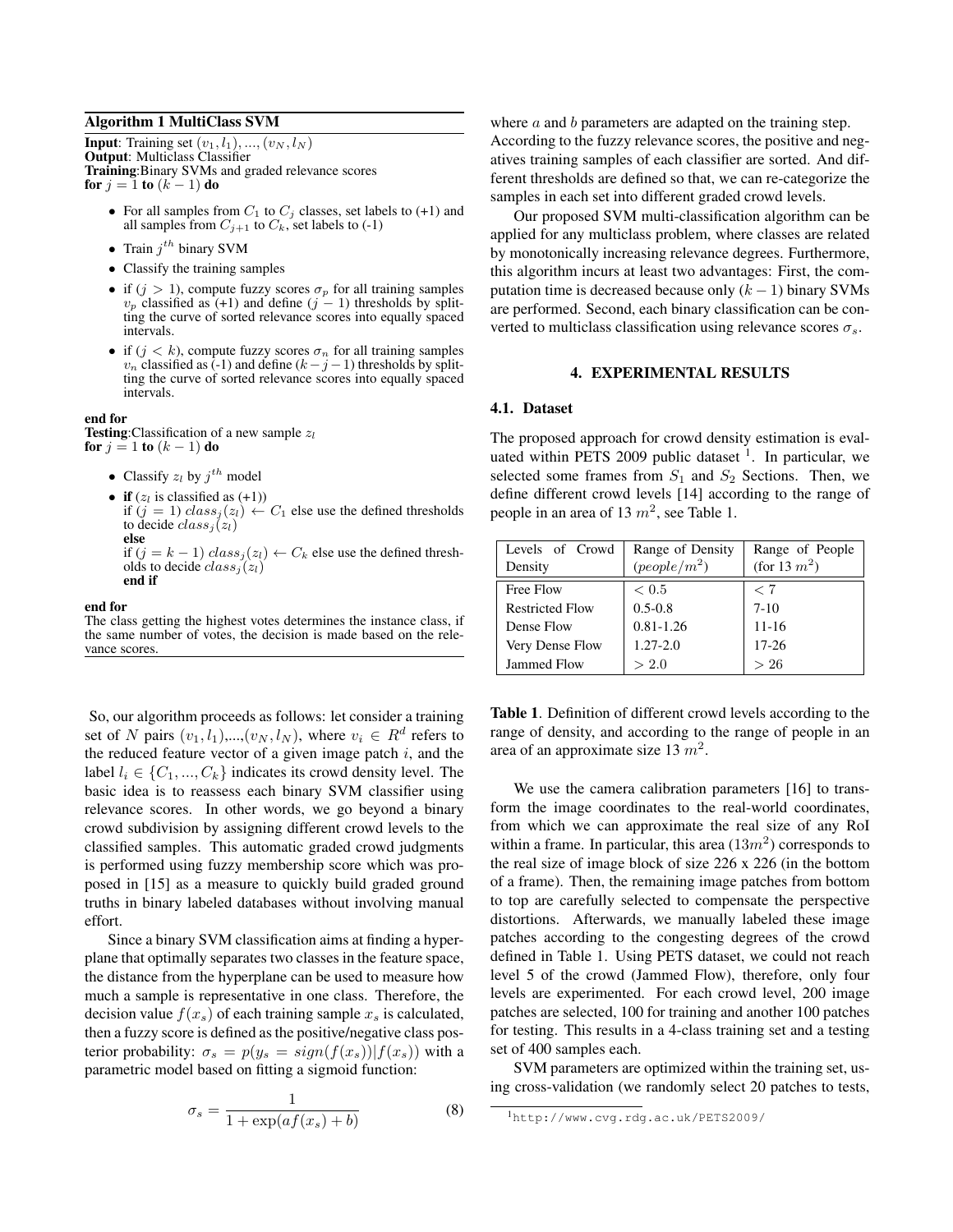**Algorithm 1 MultiClass SVM**

**Input**: Training set $(v_1, l_1), ..., (v_N, l_N)$
**Output**: Multiclass Classifier
**Training**:Binary SVMs and graded relevance scores
**for** $j = 1$ **to** $(k-1)$ **do**

- For all samples from $C_1$ to $C_j$ classes, set labels to (+1) and all samples from $C_{j+1}$ to $C_k$, set labels to (-1)
- Train $j^{th}$ binary SVM
- Classify the training samples
- if $(j > 1)$, compute fuzzy scores $\sigma_p$ for all training samples $v_p$ classified as (+1) and define $(j-1)$ thresholds by splitting the curve of sorted relevance scores into equally spaced intervals.
- if $(j < k)$, compute fuzzy scores $\sigma_n$ for all training samples $v_n$ classified as (-1) and define $(k-j-1)$ thresholds by splitting the curve of sorted relevance scores into equally spaced intervals.

**end for**
**Testing**:Classification of a new sample $z_l$
**for** $j = 1$ **to** $(k-1)$ **do**

- Classify $z_l$ by $j^{th}$ model
- **if** ($z_l$ is classified as (+1))
  if $(j = 1)$ $class_j(z_l) \leftarrow C_1$ else use the defined thresholds to decide $class_j(z_l)$
  **else**
  if $(j = k-1)$ $class_j(z_l) \leftarrow C_k$ else use the defined thresholds to decide $class_j(z_l)$
  **end if**

**end for**
The class getting the highest votes determines the instance class, if the same number of votes, the decision is made based on the relevance scores.

So, our algorithm proceeds as follows: let consider a training set of $N$ pairs $(v_1, l_1)$,...,$(v_N, l_N)$, where $v_i \in R^d$ refers to the reduced feature vector of a given image patch $i$, and the label $l_i \in \{C_1, ..., C_k\}$ indicates its crowd density level. The basic idea is to reassess each binary SVM classifier using relevance scores. In other words, we go beyond a binary crowd subdivision by assigning different crowd levels to the classified samples. This automatic graded crowd judgments is performed using fuzzy membership score which was proposed in [15] as a measure to quickly build graded ground truths in binary labeled databases without involving manual effort.

Since a binary SVM classification aims at finding a hyperplane that optimally separates two classes in the feature space, the distance from the hyperplane can be used to measure how much a sample is representative in one class. Therefore, the decision value $f(x_s)$ of each training sample $x_s$ is calculated, then a fuzzy score is defined as the positive/negative class posterior probability: $\sigma_s = p(y_s = sign(f(x_s))|f(x_s))$ with a parametric model based on fitting a sigmoid function:

$$\sigma_s = \frac{1}{1 + \exp(af(x_s) + b)} \tag{8}$$

where $a$ and $b$ parameters are adapted on the training step. According to the fuzzy relevance scores, the positive and negatives training samples of each classifier are sorted. And different thresholds are defined so that, we can re-categorize the samples in each set into different graded crowd levels.

Our proposed SVM multi-classification algorithm can be applied for any multiclass problem, where classes are related by monotonically increasing relevance degrees. Furthermore, this algorithm incurs at least two advantages: First, the computation time is decreased because only $(k-1)$ binary SVMs are performed. Second, each binary classification can be converted to multiclass classification using relevance scores $\sigma_s$.

## 4. EXPERIMENTAL RESULTS

### 4.1. Dataset

The proposed approach for crowd density estimation is evaluated within PETS 2009 public dataset [1]. In particular, we selected some frames from $S_1$ and $S_2$ Sections. Then, we define different crowd levels [14] according to the range of people in an area of 13 $m^2$, see Table 1.

| Levels of Crowd Density | Range of Density ($people/m^2$) | Range of People (for 13 $m^2$) |
|---|---|---|
| Free Flow | $< 0.5$ | $< 7$ |
| Restricted Flow | 0.5-0.8 | 7-10 |
| Dense Flow | 0.81-1.26 | 11-16 |
| Very Dense Flow | 1.27-2.0 | 17-26 |
| Jammed Flow | $> 2.0$ | $> 26$ |

**Table 1**. Definition of different crowd levels according to the range of density, and according to the range of people in an area of an approximate size 13 $m^2$.

We use the camera calibration parameters [16] to transform the image coordinates to the real-world coordinates, from which we can approximate the real size of any RoI within a frame. In particular, this area ($13m^2$) corresponds to the real size of image block of size 226 x 226 (in the bottom of a frame). Then, the remaining image patches from bottom to top are carefully selected to compensate the perspective distortions. Afterwards, we manually labeled these image patches according to the congesting degrees of the crowd defined in Table 1. Using PETS dataset, we could not reach level 5 of the crowd (Jammed Flow), therefore, only four levels are experimented. For each crowd level, 200 image patches are selected, 100 for training and another 100 patches for testing. This results in a 4-class training set and a testing set of 400 samples each.

SVM parameters are optimized within the training set, using cross-validation (we randomly select 20 patches to tests,

[1] http://www.cvg.rdg.ac.uk/PETS2009/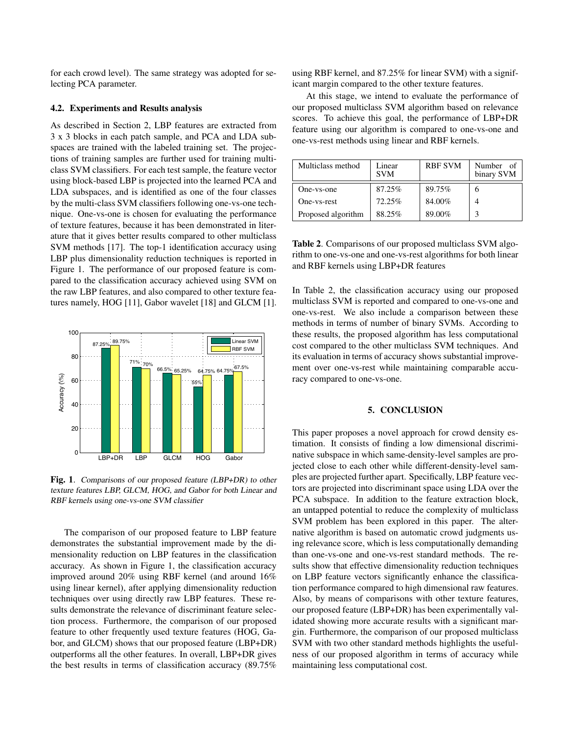for each crowd level). The same strategy was adopted for selecting PCA parameter.

### 4.2. Experiments and Results analysis

As described in Section 2, LBP features are extracted from 3 x 3 blocks in each patch sample, and PCA and LDA subspaces are trained with the labeled training set. The projections of training samples are further used for training multiclass SVM classifiers. For each test sample, the feature vector using block-based LBP is projected into the learned PCA and LDA subspaces, and is identified as one of the four classes by the multi-class SVM classifiers following one-vs-one technique. One-vs-one is chosen for evaluating the performance of texture features, because it has been demonstrated in literature that it gives better results compared to other multiclass SVM methods [17]. The top-1 identification accuracy using LBP plus dimensionality reduction techniques is reported in Figure 1. The performance of our proposed feature is compared to the classification accuracy achieved using SVM on the raw LBP features, and also compared to other texture features namely, HOG [11], Gabor wavelet [18] and GLCM [1].

**Fig. 1**. *Comparisons of our proposed feature (LBP+DR) to other texture features LBP, GLCM, HOG, and Gabor for both Linear and RBF kernels using one-vs-one SVM classifier*

The comparison of our proposed feature to LBP feature demonstrates the substantial improvement made by the dimensionality reduction on LBP features in the classification accuracy. As shown in Figure 1, the classification accuracy improved around 20% using RBF kernel (and around 16% using linear kernel), after applying dimensionality reduction techniques over using directly raw LBP features. These results demonstrate the relevance of discriminant feature selection process. Furthermore, the comparison of our proposed feature to other frequently used texture features (HOG, Gabor, and GLCM) shows that our proposed feature (LBP+DR) outperforms all the other features. In overall, LBP+DR gives the best results in terms of classification accuracy (89.75% using RBF kernel, and 87.25% for linear SVM) with a significant margin compared to the other texture features.

At this stage, we intend to evaluate the performance of our proposed multiclass SVM algorithm based on relevance scores. To achieve this goal, the performance of LBP+DR feature using our algorithm is compared to one-vs-one and one-vs-rest methods using linear and RBF kernels.

| Multiclass method | Linear SVM | RBF SVM | Number of binary SVM |
|---|---|---|---|
| One-vs-one | 87.25% | 89.75% | 6 |
| One-vs-rest | 72.25% | 84.00% | 4 |
| Proposed algorithm | 88.25% | 89.00% | 3 |

**Table 2**. Comparisons of our proposed multiclass SVM algorithm to one-vs-one and one-vs-rest algorithms for both linear and RBF kernels using LBP+DR features

In Table 2, the classification accuracy using our proposed multiclass SVM is reported and compared to one-vs-one and one-vs-rest. We also include a comparison between these methods in terms of number of binary SVMs. According to these results, the proposed algorithm has less computational cost compared to the other multiclass SVM techniques. And its evaluation in terms of accuracy shows substantial improvement over one-vs-rest while maintaining comparable accuracy compared to one-vs-one.

## 5. CONCLUSION

This paper proposes a novel approach for crowd density estimation. It consists of finding a low dimensional discriminative subspace in which same-density-level samples are projected close to each other while different-density-level samples are projected further apart. Specifically, LBP feature vectors are projected into discriminant space using LDA over the PCA subspace. In addition to the feature extraction block, an untapped potential to reduce the complexity of multiclass SVM problem has been explored in this paper. The alternative algorithm is based on automatic crowd judgments using relevance score, which is less computationally demanding than one-vs-one and one-vs-rest standard methods. The results show that effective dimensionality reduction techniques on LBP feature vectors significantly enhance the classification performance compared to high dimensional raw features. Also, by means of comparisons with other texture features, our proposed feature (LBP+DR) has been experimentally validated showing more accurate results with a significant margin. Furthermore, the comparison of our proposed multiclass SVM with two other standard methods highlights the usefulness of our proposed algorithm in terms of accuracy while maintaining less computational cost.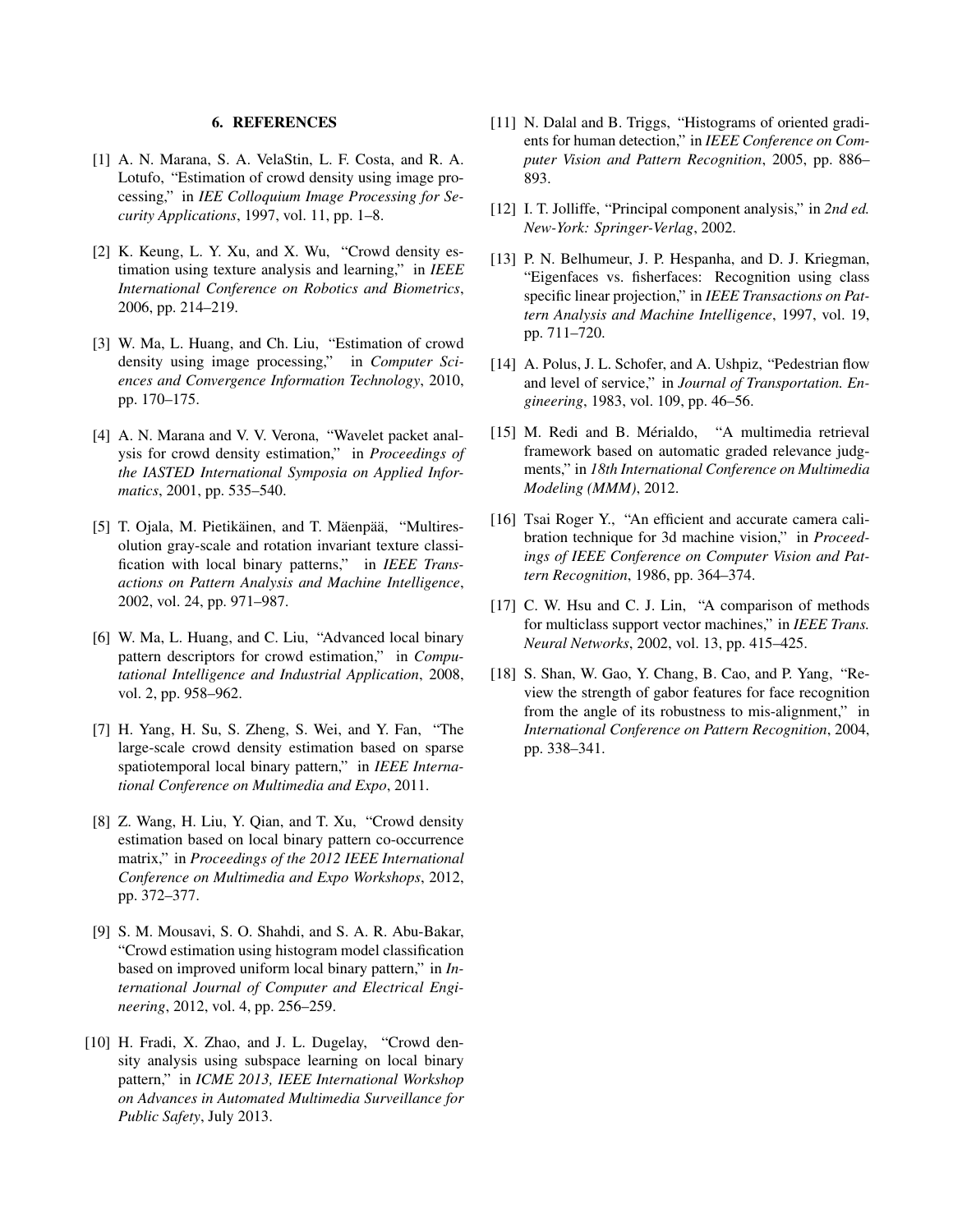## 6. REFERENCES

[1] A. N. Marana, S. A. VelaStin, L. F. Costa, and R. A. Lotufo, "Estimation of crowd density using image processing," in *IEE Colloquium Image Processing for Security Applications*, 1997, vol. 11, pp. 1–8.

[2] K. Keung, L. Y. Xu, and X. Wu, "Crowd density estimation using texture analysis and learning," in *IEEE International Conference on Robotics and Biometrics*, 2006, pp. 214–219.

[3] W. Ma, L. Huang, and Ch. Liu, "Estimation of crowd density using image processing," in *Computer Sciences and Convergence Information Technology*, 2010, pp. 170–175.

[4] A. N. Marana and V. V. Verona, "Wavelet packet analysis for crowd density estimation," in *Proceedings of the IASTED International Symposia on Applied Informatics*, 2001, pp. 535–540.

[5] T. Ojala, M. Pietikäinen, and T. Mäenpää, "Multiresolution gray-scale and rotation invariant texture classification with local binary patterns," in *IEEE Transactions on Pattern Analysis and Machine Intelligence*, 2002, vol. 24, pp. 971–987.

[6] W. Ma, L. Huang, and C. Liu, "Advanced local binary pattern descriptors for crowd estimation," in *Computational Intelligence and Industrial Application*, 2008, vol. 2, pp. 958–962.

[7] H. Yang, H. Su, S. Zheng, S. Wei, and Y. Fan, "The large-scale crowd density estimation based on sparse spatiotemporal local binary pattern," in *IEEE International Conference on Multimedia and Expo*, 2011.

[8] Z. Wang, H. Liu, Y. Qian, and T. Xu, "Crowd density estimation based on local binary pattern co-occurrence matrix," in *Proceedings of the 2012 IEEE International Conference on Multimedia and Expo Workshops*, 2012, pp. 372–377.

[9] S. M. Mousavi, S. O. Shahdi, and S. A. R. Abu-Bakar, "Crowd estimation using histogram model classification based on improved uniform local binary pattern," in *International Journal of Computer and Electrical Engineering*, 2012, vol. 4, pp. 256–259.

[10] H. Fradi, X. Zhao, and J. L. Dugelay, "Crowd density analysis using subspace learning on local binary pattern," in *ICME 2013, IEEE International Workshop on Advances in Automated Multimedia Surveillance for Public Safety*, July 2013.

[11] N. Dalal and B. Triggs, "Histograms of oriented gradients for human detection," in *IEEE Conference on Computer Vision and Pattern Recognition*, 2005, pp. 886–893.

[12] I. T. Jolliffe, "Principal component analysis," in *2nd ed. New-York: Springer-Verlag*, 2002.

[13] P. N. Belhumeur, J. P. Hespanha, and D. J. Kriegman, "Eigenfaces vs. fisherfaces: Recognition using class specific linear projection," in *IEEE Transactions on Pattern Analysis and Machine Intelligence*, 1997, vol. 19, pp. 711–720.

[14] A. Polus, J. L. Schofer, and A. Ushpiz, "Pedestrian flow and level of service," in *Journal of Transportation. Engineering*, 1983, vol. 109, pp. 46–56.

[15] M. Redi and B. Mérialdo, "A multimedia retrieval framework based on automatic graded relevance judgments," in *18th International Conference on Multimedia Modeling (MMM)*, 2012.

[16] Tsai Roger Y., "An efficient and accurate camera calibration technique for 3d machine vision," in *Proceedings of IEEE Conference on Computer Vision and Pattern Recognition*, 1986, pp. 364–374.

[17] C. W. Hsu and C. J. Lin, "A comparison of methods for multiclass support vector machines," in *IEEE Trans. Neural Networks*, 2002, vol. 13, pp. 415–425.

[18] S. Shan, W. Gao, Y. Chang, B. Cao, and P. Yang, "Review the strength of gabor features for face recognition from the angle of its robustness to mis-alignment," in *International Conference on Pattern Recognition*, 2004, pp. 338–341.